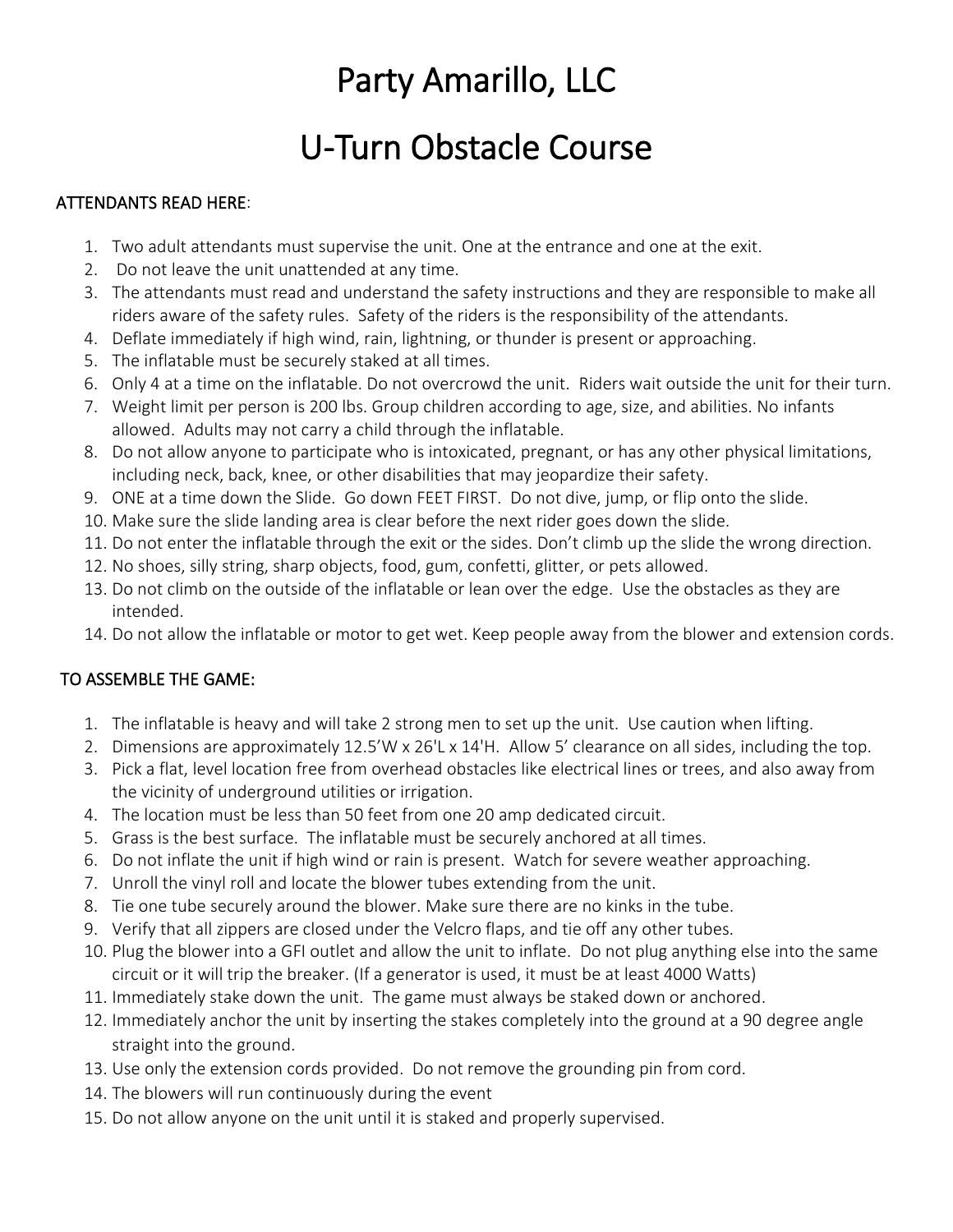# Party Amarillo, LLC

# U-Turn Obstacle Course

**ATTENDANTS READ HERE**:

1. Two adult attendants must supervise the unit. One at the entrance and one at the exit.
2. Do not leave the unit unattended at any time.
3. The attendants must read and understand the safety instructions and they are responsible to make all riders aware of the safety rules. Safety of the riders is the responsibility of the attendants.
4. Deflate immediately if high wind, rain, lightning, or thunder is present or approaching.
5. The inflatable must be securely staked at all times.
6. Only 4 at a time on the inflatable. Do not overcrowd the unit. Riders wait outside the unit for their turn.
7. Weight limit per person is 200 lbs. Group children according to age, size, and abilities. No infants allowed. Adults may not carry a child through the inflatable.
8. Do not allow anyone to participate who is intoxicated, pregnant, or has any other physical limitations, including neck, back, knee, or other disabilities that may jeopardize their safety.
9. ONE at a time down the Slide. Go down FEET FIRST. Do not dive, jump, or flip onto the slide.
10. Make sure the slide landing area is clear before the next rider goes down the slide.
11. Do not enter the inflatable through the exit or the sides. Don't climb up the slide the wrong direction.
12. No shoes, silly string, sharp objects, food, gum, confetti, glitter, or pets allowed.
13. Do not climb on the outside of the inflatable or lean over the edge. Use the obstacles as they are intended.
14. Do not allow the inflatable or motor to get wet. Keep people away from the blower and extension cords.

**TO ASSEMBLE THE GAME:**

1. The inflatable is heavy and will take 2 strong men to set up the unit. Use caution when lifting.
2. Dimensions are approximately 12.5'W x 26'L x 14'H. Allow 5' clearance on all sides, including the top.
3. Pick a flat, level location free from overhead obstacles like electrical lines or trees, and also away from the vicinity of underground utilities or irrigation.
4. The location must be less than 50 feet from one 20 amp dedicated circuit.
5. Grass is the best surface. The inflatable must be securely anchored at all times.
6. Do not inflate the unit if high wind or rain is present. Watch for severe weather approaching.
7. Unroll the vinyl roll and locate the blower tubes extending from the unit.
8. Tie one tube securely around the blower. Make sure there are no kinks in the tube.
9. Verify that all zippers are closed under the Velcro flaps, and tie off any other tubes.
10. Plug the blower into a GFI outlet and allow the unit to inflate. Do not plug anything else into the same circuit or it will trip the breaker. (If a generator is used, it must be at least 4000 Watts)
11. Immediately stake down the unit. The game must always be staked down or anchored.
12. Immediately anchor the unit by inserting the stakes completely into the ground at a 90 degree angle straight into the ground.
13. Use only the extension cords provided. Do not remove the grounding pin from cord.
14. The blowers will run continuously during the event
15. Do not allow anyone on the unit until it is staked and properly supervised.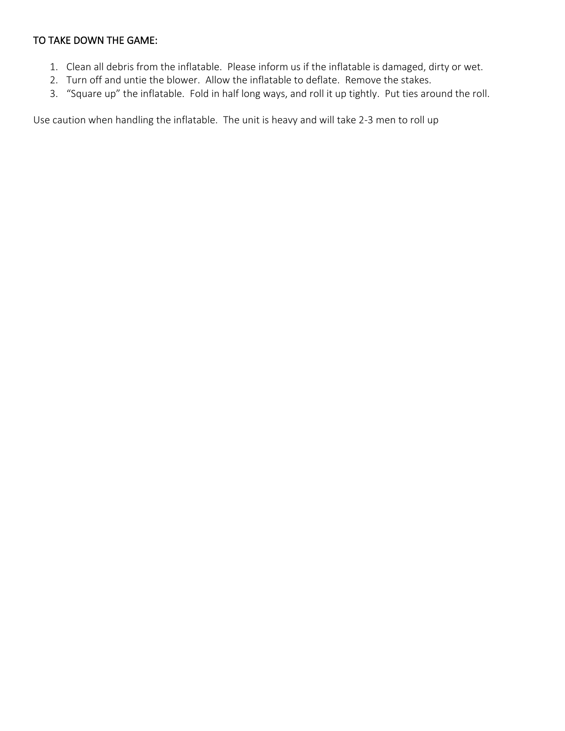TO TAKE DOWN THE GAME:

1. Clean all debris from the inflatable.  Please inform us if the inflatable is damaged, dirty or wet.
2. Turn off and untie the blower.  Allow the inflatable to deflate.  Remove the stakes.
3. "Square up" the inflatable.  Fold in half long ways, and roll it up tightly.  Put ties around the roll.

Use caution when handling the inflatable.  The unit is heavy and will take 2-3 men to roll up